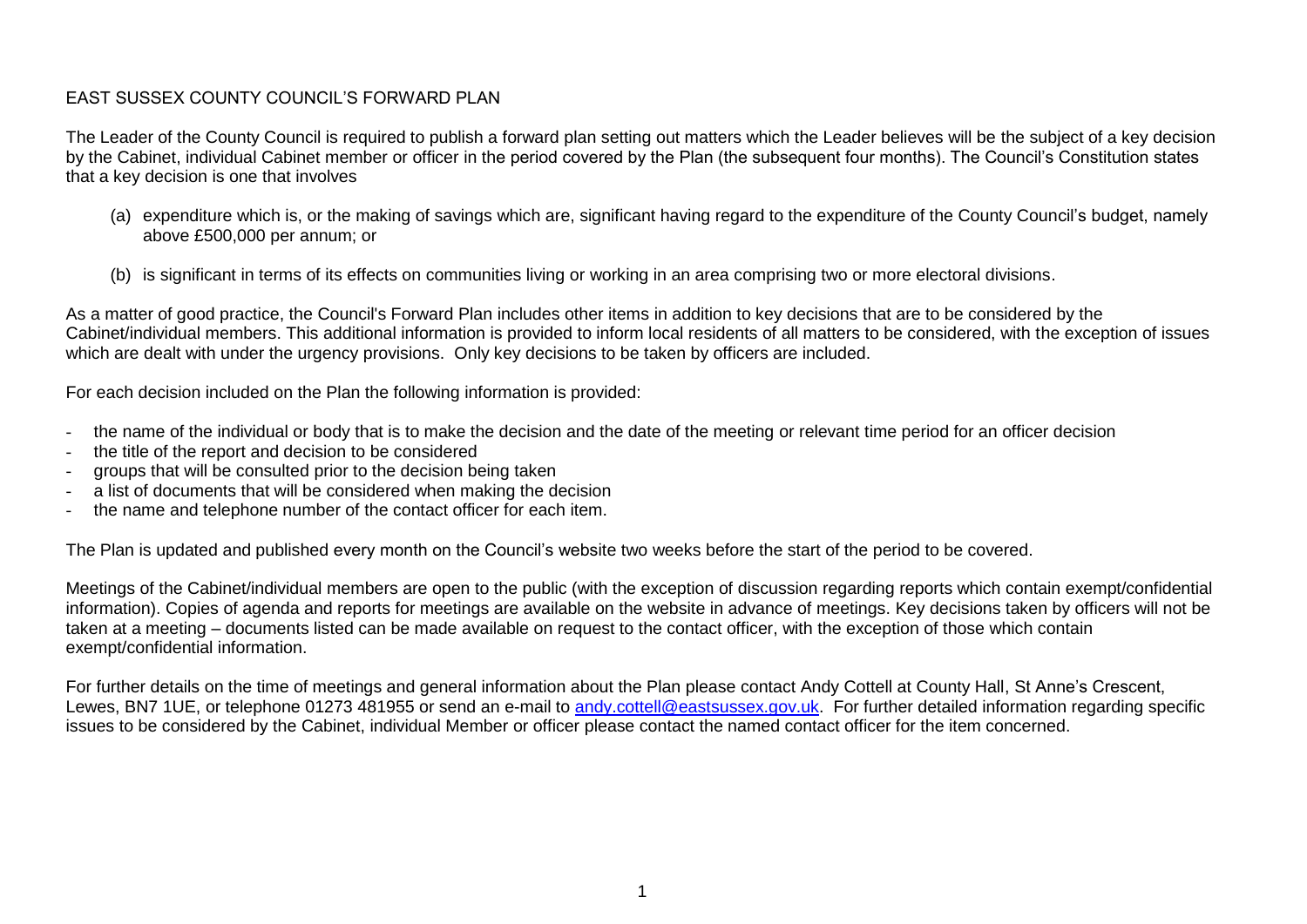# EAST SUSSEX COUNTY COUNCIL'S FORWARD PLAN

The Leader of the County Council is required to publish a forward plan setting out matters which the Leader believes will be the subject of a key decision by the Cabinet, individual Cabinet member or officer in the period covered by the Plan (the subsequent four months). The Council's Constitution states that a key decision is one that involves

(a) expenditure which is, or the making of savings which are, significant having regard to the expenditure of the County Council's budget, namely above £500,000 per annum; or

(b) is significant in terms of its effects on communities living or working in an area comprising two or more electoral divisions.

As a matter of good practice, the Council's Forward Plan includes other items in addition to key decisions that are to be considered by the Cabinet/individual members. This additional information is provided to inform local residents of all matters to be considered, with the exception of issues which are dealt with under the urgency provisions. Only key decisions to be taken by officers are included.

For each decision included on the Plan the following information is provided:

- the name of the individual or body that is to make the decision and the date of the meeting or relevant time period for an officer decision
- the title of the report and decision to be considered
- groups that will be consulted prior to the decision being taken
- a list of documents that will be considered when making the decision
- the name and telephone number of the contact officer for each item.

The Plan is updated and published every month on the Council's website two weeks before the start of the period to be covered.

Meetings of the Cabinet/individual members are open to the public (with the exception of discussion regarding reports which contain exempt/confidential information). Copies of agenda and reports for meetings are available on the website in advance of meetings. Key decisions taken by officers will not be taken at a meeting – documents listed can be made available on request to the contact officer, with the exception of those which contain exempt/confidential information.

For further details on the time of meetings and general information about the Plan please contact Andy Cottell at County Hall, St Anne's Crescent, Lewes, BN7 1UE, or telephone 01273 481955 or send an e-mail to [andy.cottell@eastsussex.gov.uk](mailto:andy.cottell@eastsussex.gov.uk). For further detailed information regarding specific issues to be considered by the Cabinet, individual Member or officer please contact the named contact officer for the item concerned.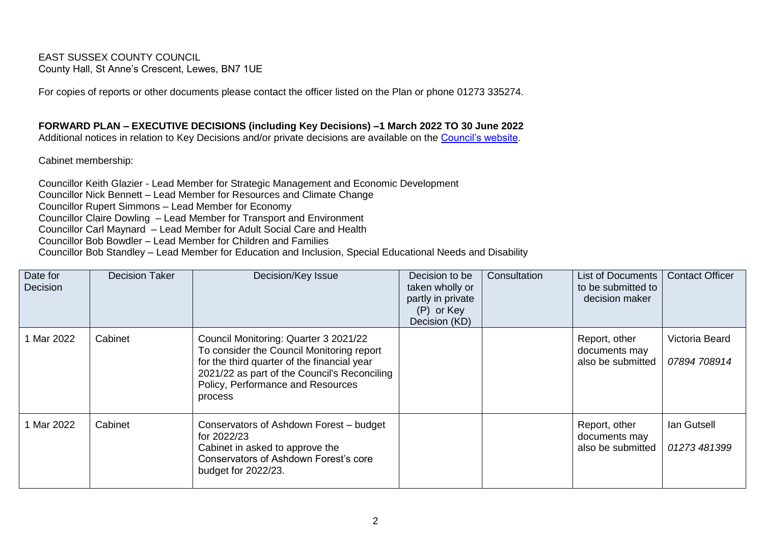EAST SUSSEX COUNTY COUNCIL
County Hall, St Anne's Crescent, Lewes, BN7 1UE

For copies of reports or other documents please contact the officer listed on the Plan or phone 01273 335274.

**FORWARD PLAN – EXECUTIVE DECISIONS (including Key Decisions) –1 March 2022 TO 30 June 2022**
Additional notices in relation to Key Decisions and/or private decisions are available on the [Council's website](#).

Cabinet membership:

Councillor Keith Glazier - Lead Member for Strategic Management and Economic Development
Councillor Nick Bennett – Lead Member for Resources and Climate Change
Councillor Rupert Simmons – Lead Member for Economy
Councillor Claire Dowling – Lead Member for Transport and Environment
Councillor Carl Maynard – Lead Member for Adult Social Care and Health
Councillor Bob Bowdler – Lead Member for Children and Families
Councillor Bob Standley – Lead Member for Education and Inclusion, Special Educational Needs and Disability

| Date for Decision | Decision Taker | Decision/Key Issue | Decision to be taken wholly or partly in private (P) or Key Decision (KD) | Consultation | List of Documents to be submitted to decision maker | Contact Officer |
|---|---|---|---|---|---|---|
| 1 Mar 2022 | Cabinet | Council Monitoring: Quarter 3 2021/22<br>To consider the Council Monitoring report for the third quarter of the financial year 2021/22 as part of the Council's Reconciling Policy, Performance and Resources process | | | Report, other documents may also be submitted | Victoria Beard<br>*07894 708914* |
| 1 Mar 2022 | Cabinet | Conservators of Ashdown Forest – budget for 2022/23<br>Cabinet in asked to approve the Conservators of Ashdown Forest's core budget for 2022/23. | | | Report, other documents may also be submitted | Ian Gutsell<br>*01273 481399* |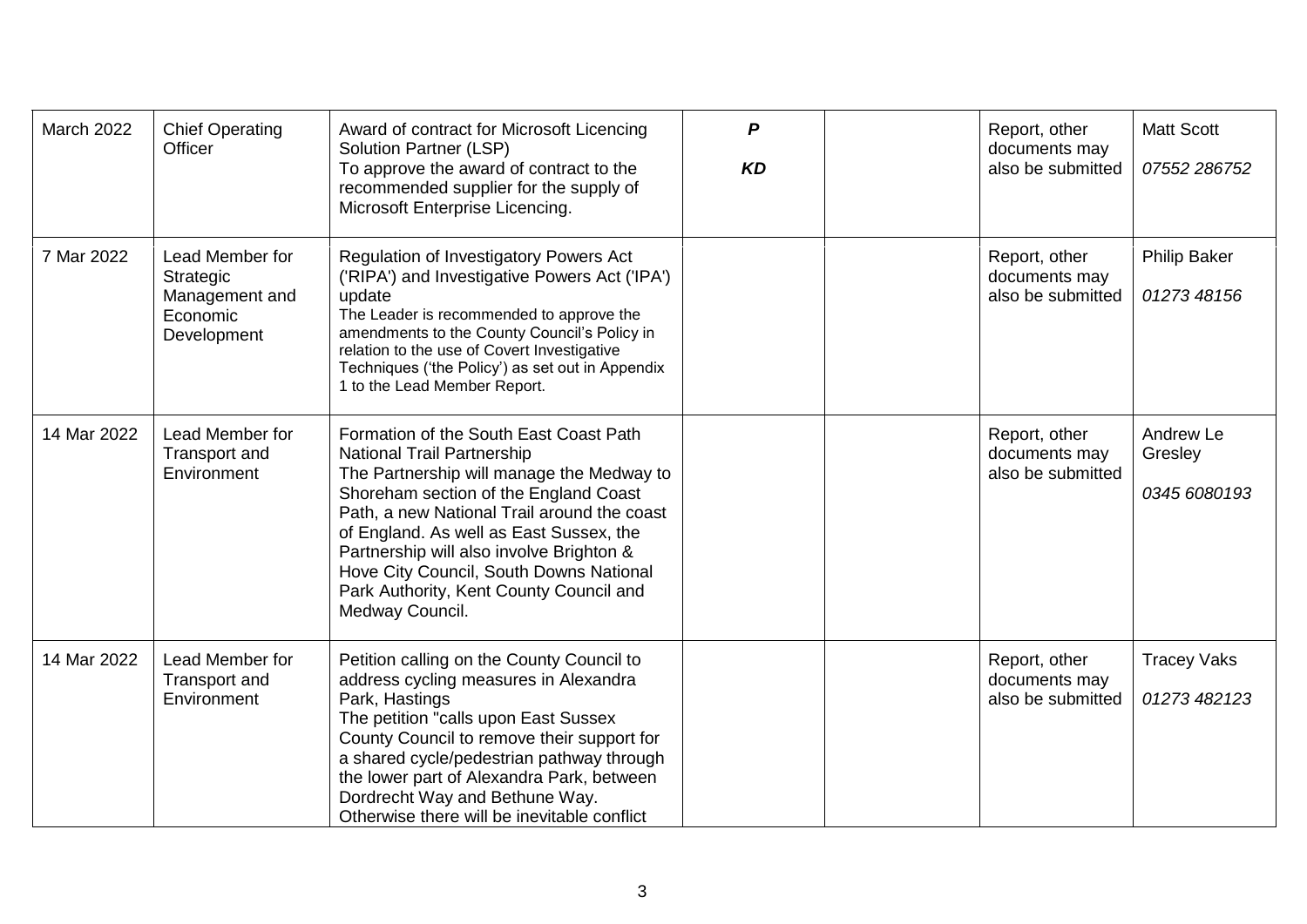| March 2022 | Chief Operating Officer | Award of contract for Microsoft Licencing Solution Partner (LSP)<br>To approve the award of contract to the recommended supplier for the supply of Microsoft Enterprise Licencing. | ***P***<br><br>***KD*** | | Report, other documents may also be submitted | Matt Scott<br><br>*07552 286752* |
|---|---|---|---|---|---|---|
| 7 Mar 2022 | Lead Member for Strategic Management and Economic Development | Regulation of Investigatory Powers Act ('RIPA') and Investigative Powers Act ('IPA') update<br>The Leader is recommended to approve the amendments to the County Council's Policy in relation to the use of Covert Investigative Techniques ('the Policy') as set out in Appendix 1 to the Lead Member Report. | | | Report, other documents may also be submitted | Philip Baker<br><br>*01273 48156* |
| 14 Mar 2022 | Lead Member for Transport and Environment | Formation of the South East Coast Path National Trail Partnership<br>The Partnership will manage the Medway to Shoreham section of the England Coast Path, a new National Trail around the coast of England. As well as East Sussex, the Partnership will also involve Brighton & Hove City Council, South Downs National Park Authority, Kent County Council and Medway Council. | | | Report, other documents may also be submitted | Andrew Le Gresley<br><br>*0345 6080193* |
| 14 Mar 2022 | Lead Member for Transport and Environment | Petition calling on the County Council to address cycling measures in Alexandra Park, Hastings<br>The petition "calls upon East Sussex County Council to remove their support for a shared cycle/pedestrian pathway through the lower part of Alexandra Park, between Dordrecht Way and Bethune Way. Otherwise there will be inevitable conflict | | | Report, other documents may also be submitted | Tracey Vaks<br><br>*01273 482123* |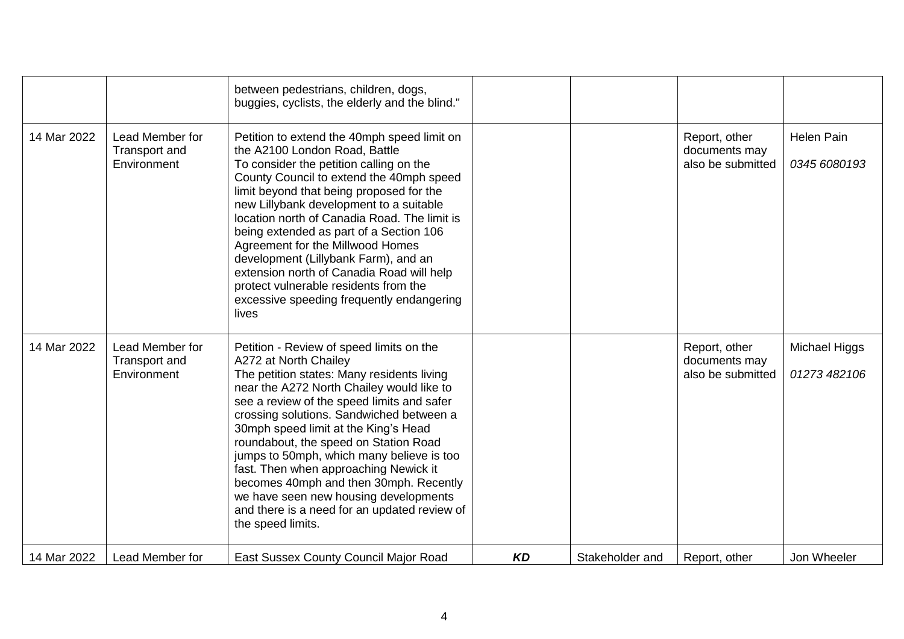| | | | | | | |
|---|---|---|---|---|---|---|
| | | between pedestrians, children, dogs, buggies, cyclists, the elderly and the blind." | | | | |
| 14 Mar 2022 | Lead Member for Transport and Environment | Petition to extend the 40mph speed limit on the A2100 London Road, Battle<br>To consider the petition calling on the County Council to extend the 40mph speed limit beyond that being proposed for the new Lillybank development to a suitable location north of Canadia Road. The limit is being extended as part of a Section 106 Agreement for the Millwood Homes development (Lillybank Farm), and an extension north of Canadia Road will help protect vulnerable residents from the excessive speeding frequently endangering lives | | | Report, other documents may also be submitted | Helen Pain<br>*0345 6080193* |
| 14 Mar 2022 | Lead Member for Transport and Environment | Petition - Review of speed limits on the A272 at North Chailey<br>The petition states: Many residents living near the A272 North Chailey would like to see a review of the speed limits and safer crossing solutions. Sandwiched between a 30mph speed limit at the King's Head roundabout, the speed on Station Road jumps to 50mph, which many believe is too fast. Then when approaching Newick it becomes 40mph and then 30mph. Recently we have seen new housing developments and there is a need for an updated review of the speed limits. | | | Report, other documents may also be submitted | Michael Higgs<br>*01273 482106* |
| 14 Mar 2022 | Lead Member for | East Sussex County Council Major Road | ***KD*** | Stakeholder and | Report, other | Jon Wheeler |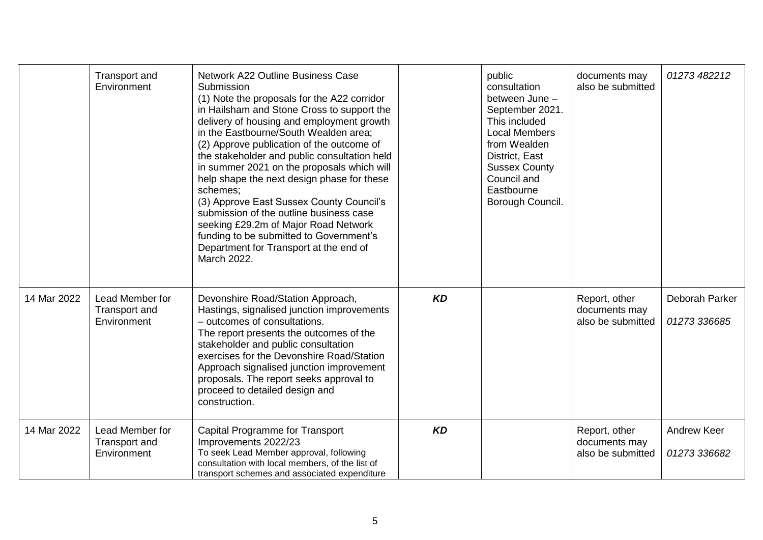| | | | | | | |
|---|---|---|---|---|---|---|
| | Transport and Environment | Network A22 Outline Business Case Submission<br>(1) Note the proposals for the A22 corridor in Hailsham and Stone Cross to support the delivery of housing and employment growth in the Eastbourne/South Wealden area;<br>(2) Approve publication of the outcome of the stakeholder and public consultation held in summer 2021 on the proposals which will help shape the next design phase for these schemes;<br>(3) Approve East Sussex County Council's submission of the outline business case seeking £29.2m of Major Road Network funding to be submitted to Government's Department for Transport at the end of March 2022. | | public consultation between June – September 2021. This included Local Members from Wealden District, East Sussex County Council and Eastbourne Borough Council. | documents may also be submitted | *01273 482212* |
| 14 Mar 2022 | Lead Member for Transport and Environment | Devonshire Road/Station Approach, Hastings, signalised junction improvements – outcomes of consultations.<br>The report presents the outcomes of the stakeholder and public consultation exercises for the Devonshire Road/Station Approach signalised junction improvement proposals. The report seeks approval to proceed to detailed design and construction. | ***KD*** | | Report, other documents may also be submitted | Deborah Parker<br>*01273 336685* |
| 14 Mar 2022 | Lead Member for Transport and Environment | Capital Programme for Transport Improvements 2022/23<br>To seek Lead Member approval, following consultation with local members, of the list of transport schemes and associated expenditure | ***KD*** | | Report, other documents may also be submitted | Andrew Keer<br>*01273 336682* |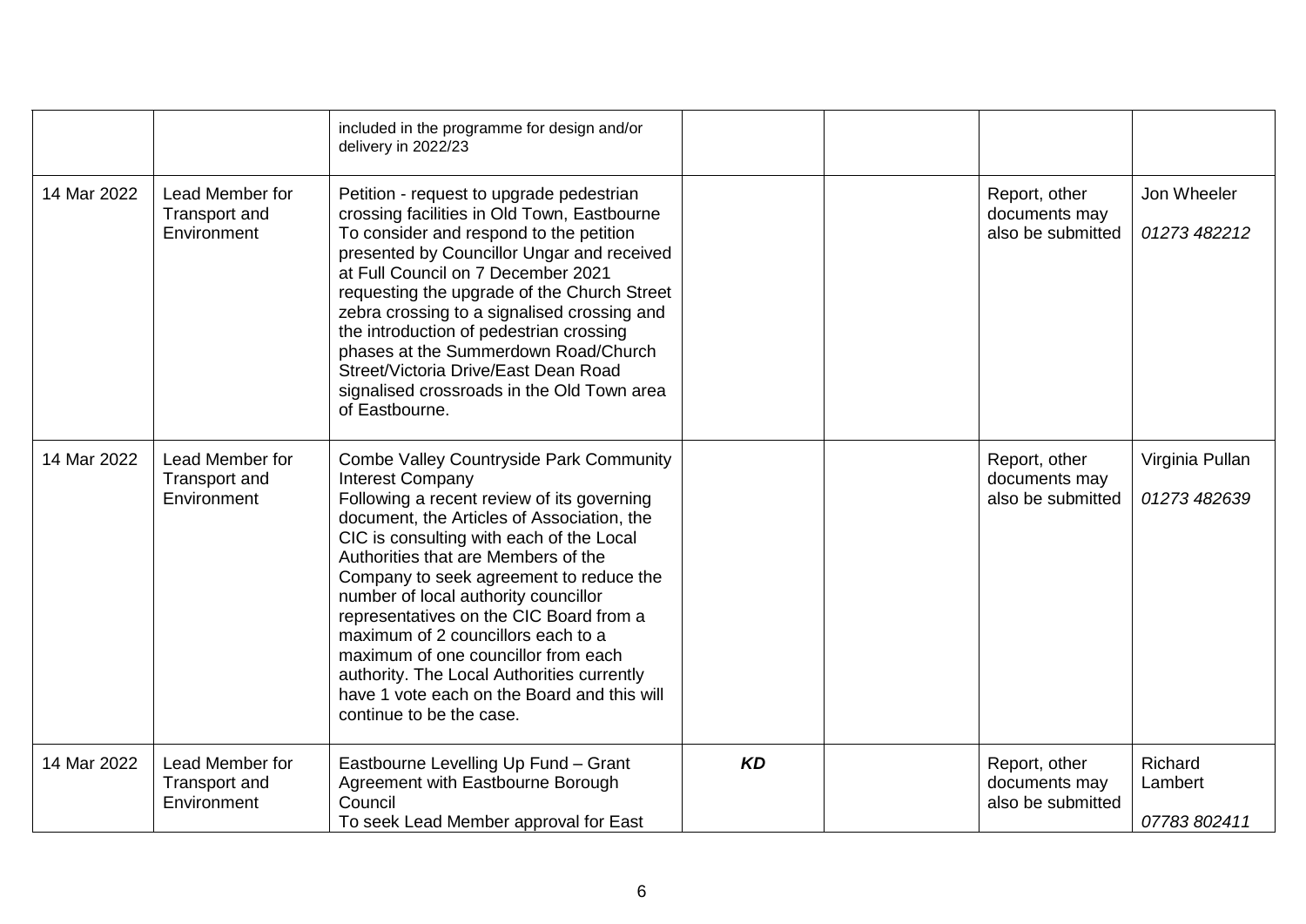|  |  |  |  |  |  |  |
|---|---|---|---|---|---|---|
|  |  | included in the programme for design and/or delivery in 2022/23 |  |  |  |  |
| 14 Mar 2022 | Lead Member for Transport and Environment | Petition - request to upgrade pedestrian crossing facilities in Old Town, Eastbourne<br>To consider and respond to the petition presented by Councillor Ungar and received at Full Council on 7 December 2021 requesting the upgrade of the Church Street zebra crossing to a signalised crossing and the introduction of pedestrian crossing phases at the Summerdown Road/Church Street/Victoria Drive/East Dean Road signalised crossroads in the Old Town area of Eastbourne. |  |  | Report, other documents may also be submitted | Jon Wheeler<br>*01273 482212* |
| 14 Mar 2022 | Lead Member for Transport and Environment | Combe Valley Countryside Park Community Interest Company<br>Following a recent review of its governing document, the Articles of Association, the CIC is consulting with each of the Local Authorities that are Members of the Company to seek agreement to reduce the number of local authority councillor representatives on the CIC Board from a maximum of 2 councillors each to a maximum of one councillor from each authority. The Local Authorities currently have 1 vote each on the Board and this will continue to be the case. |  |  | Report, other documents may also be submitted | Virginia Pullan<br>*01273 482639* |
| 14 Mar 2022 | Lead Member for Transport and Environment | Eastbourne Levelling Up Fund – Grant Agreement with Eastbourne Borough Council<br>To seek Lead Member approval for East | ***KD*** |  | Report, other documents may also be submitted | Richard Lambert<br>*07783 802411* |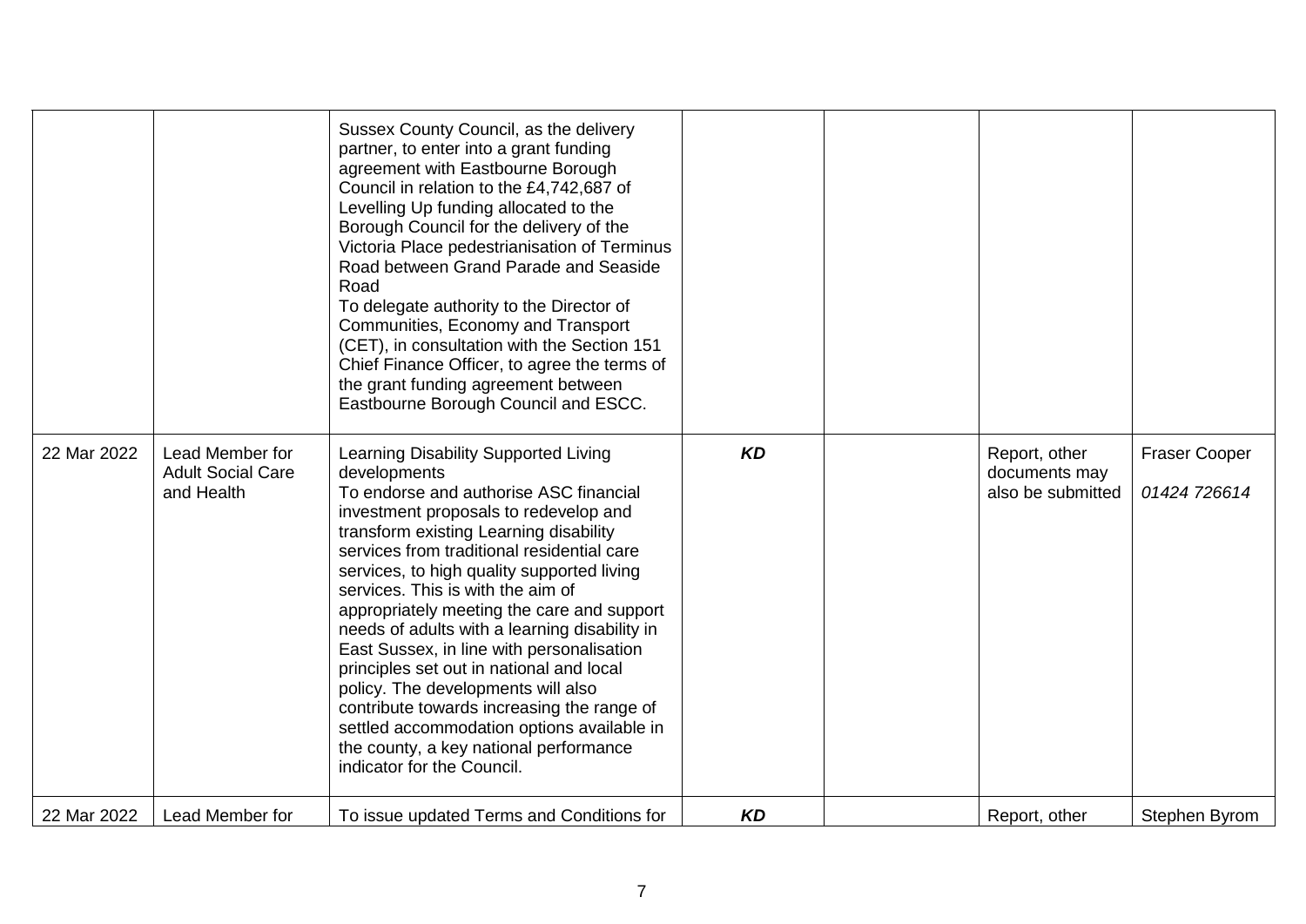|  |  |  |  |  |  |  |
|---|---|---|---|---|---|---|
|  |  | Sussex County Council, as the delivery partner, to enter into a grant funding agreement with Eastbourne Borough Council in relation to the £4,742,687 of Levelling Up funding allocated to the Borough Council for the delivery of the Victoria Place pedestrianisation of Terminus Road between Grand Parade and Seaside Road<br>To delegate authority to the Director of Communities, Economy and Transport (CET), in consultation with the Section 151 Chief Finance Officer, to agree the terms of the grant funding agreement between Eastbourne Borough Council and ESCC. |  |  |  |  |
| 22 Mar 2022 | Lead Member for Adult Social Care and Health | Learning Disability Supported Living developments<br>To endorse and authorise ASC financial investment proposals to redevelop and transform existing Learning disability services from traditional residential care services, to high quality supported living services. This is with the aim of appropriately meeting the care and support needs of adults with a learning disability in East Sussex, in line with personalisation principles set out in national and local policy. The developments will also contribute towards increasing the range of settled accommodation options available in the county, a key national performance indicator for the Council. | ***KD*** |  | Report, other documents may also be submitted | Fraser Cooper<br>*01424 726614* |
| 22 Mar 2022 | Lead Member for | To issue updated Terms and Conditions for | ***KD*** |  | Report, other | Stephen Byrom |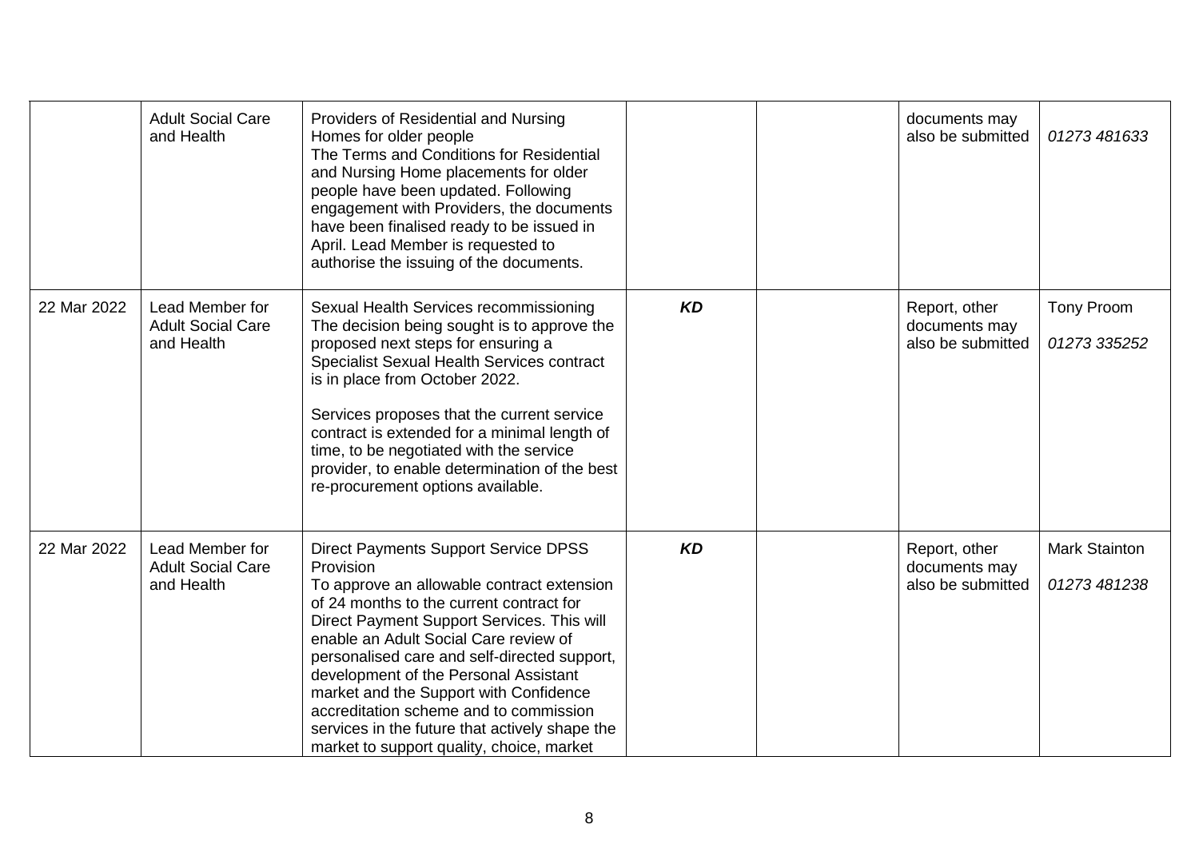| | | | | | | |
|---|---|---|---|---|---|---|
| | Adult Social Care and Health | Providers of Residential and Nursing Homes for older people<br>The Terms and Conditions for Residential and Nursing Home placements for older people have been updated. Following engagement with Providers, the documents have been finalised ready to be issued in April. Lead Member is requested to authorise the issuing of the documents. | | | documents may also be submitted | *01273 481633* |
| 22 Mar 2022 | Lead Member for Adult Social Care and Health | Sexual Health Services recommissioning<br>The decision being sought is to approve the proposed next steps for ensuring a Specialist Sexual Health Services contract is in place from October 2022.<br><br>Services proposes that the current service contract is extended for a minimal length of time, to be negotiated with the service provider, to enable determination of the best re-procurement options available. | ***KD*** | | Report, other documents may also be submitted | Tony Proom<br><br>*01273 335252* |
| 22 Mar 2022 | Lead Member for Adult Social Care and Health | Direct Payments Support Service DPSS Provision<br>To approve an allowable contract extension of 24 months to the current contract for Direct Payment Support Services. This will enable an Adult Social Care review of personalised care and self-directed support, development of the Personal Assistant market and the Support with Confidence accreditation scheme and to commission services in the future that actively shape the market to support quality, choice, market | ***KD*** | | Report, other documents may also be submitted | Mark Stainton<br><br>*01273 481238* |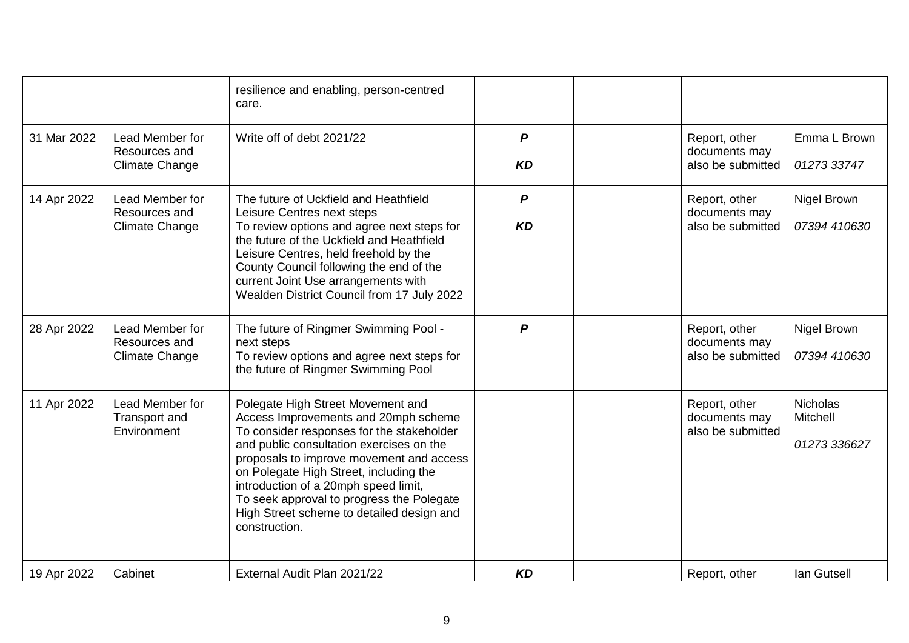| | | | | | | |
|---|---|---|---|---|---|---|
| | | resilience and enabling, person-centred care. | | | | |
| 31 Mar 2022 | Lead Member for Resources and Climate Change | Write off of debt 2021/22 | ***P*** <br> ***KD*** | | Report, other documents may also be submitted | Emma L Brown <br> *01273 33747* |
| 14 Apr 2022 | Lead Member for Resources and Climate Change | The future of Uckfield and Heathfield Leisure Centres next steps <br> To review options and agree next steps for the future of the Uckfield and Heathfield Leisure Centres, held freehold by the County Council following the end of the current Joint Use arrangements with Wealden District Council from 17 July 2022 | ***P*** <br> ***KD*** | | Report, other documents may also be submitted | Nigel Brown <br> *07394 410630* |
| 28 Apr 2022 | Lead Member for Resources and Climate Change | The future of Ringmer Swimming Pool - next steps <br> To review options and agree next steps for the future of Ringmer Swimming Pool | ***P*** | | Report, other documents may also be submitted | Nigel Brown <br> *07394 410630* |
| 11 Apr 2022 | Lead Member for Transport and Environment | Polegate High Street Movement and Access Improvements and 20mph scheme <br> To consider responses for the stakeholder and public consultation exercises on the proposals to improve movement and access on Polegate High Street, including the introduction of a 20mph speed limit, <br> To seek approval to progress the Polegate High Street scheme to detailed design and construction. | | | Report, other documents may also be submitted | Nicholas Mitchell <br> *01273 336627* |
| 19 Apr 2022 | Cabinet | External Audit Plan 2021/22 | ***KD*** | | Report, other | Ian Gutsell |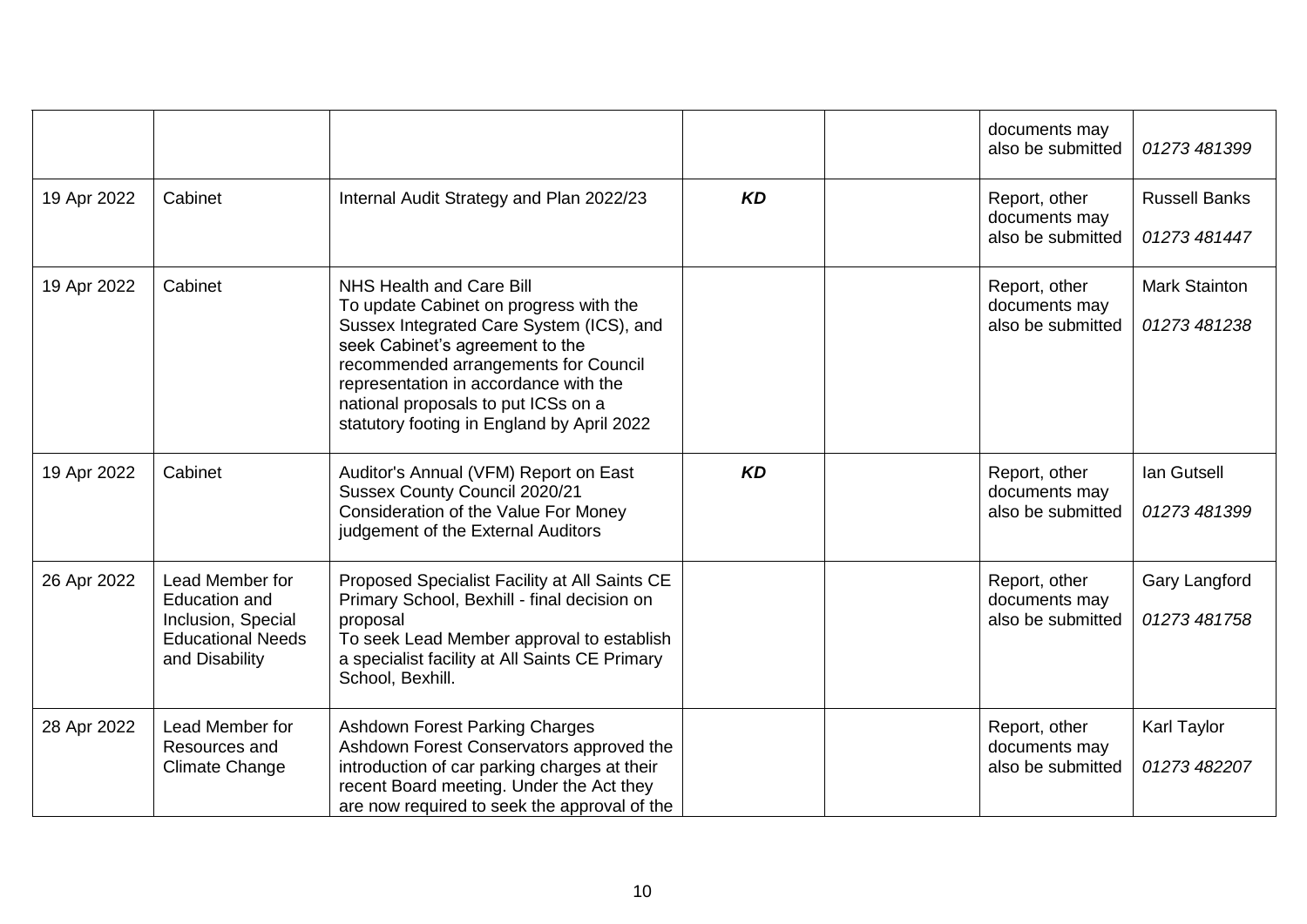| | | | | | | |
|---|---|---|---|---|---|---|
| | | | | | documents may also be submitted | *01273 481399* |
| 19 Apr 2022 | Cabinet | Internal Audit Strategy and Plan 2022/23 | ***KD*** | | Report, other documents may also be submitted | Russell Banks<br>*01273 481447* |
| 19 Apr 2022 | Cabinet | NHS Health and Care Bill<br>To update Cabinet on progress with the Sussex Integrated Care System (ICS), and seek Cabinet's agreement to the recommended arrangements for Council representation in accordance with the national proposals to put ICSs on a statutory footing in England by April 2022 | | | Report, other documents may also be submitted | Mark Stainton<br>*01273 481238* |
| 19 Apr 2022 | Cabinet | Auditor's Annual (VFM) Report on East Sussex County Council 2020/21<br>Consideration of the Value For Money judgement of the External Auditors | ***KD*** | | Report, other documents may also be submitted | Ian Gutsell<br>*01273 481399* |
| 26 Apr 2022 | Lead Member for Education and Inclusion, Special Educational Needs and Disability | Proposed Specialist Facility at All Saints CE Primary School, Bexhill - final decision on proposal<br>To seek Lead Member approval to establish a specialist facility at All Saints CE Primary School, Bexhill. | | | Report, other documents may also be submitted | Gary Langford<br>*01273 481758* |
| 28 Apr 2022 | Lead Member for Resources and Climate Change | Ashdown Forest Parking Charges<br>Ashdown Forest Conservators approved the introduction of car parking charges at their recent Board meeting. Under the Act they are now required to seek the approval of the | | | Report, other documents may also be submitted | Karl Taylor<br>*01273 482207* |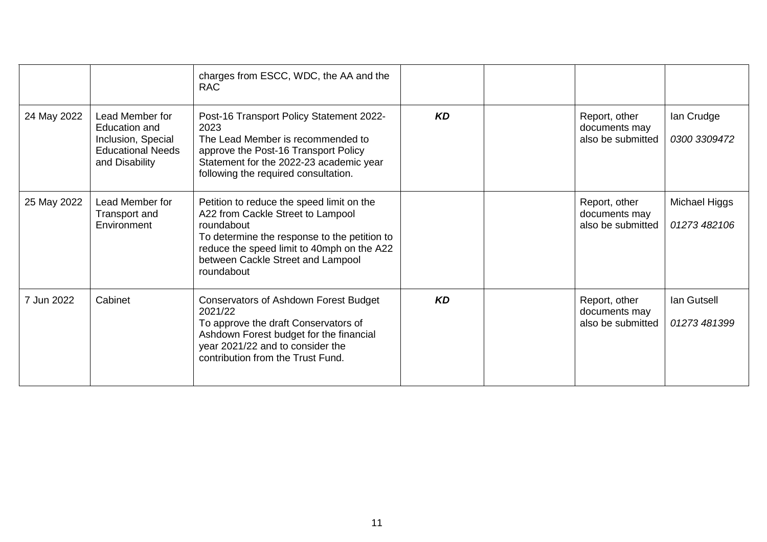| | | | | | | |
|---|---|---|---|---|---|---|
| | | charges from ESCC, WDC, the AA and the RAC | | | | |
| 24 May 2022 | Lead Member for Education and Inclusion, Special Educational Needs and Disability | Post-16 Transport Policy Statement 2022-2023<br>The Lead Member is recommended to approve the Post-16 Transport Policy Statement for the 2022-23 academic year following the required consultation. | ***KD*** | | Report, other documents may also be submitted | Ian Crudge<br>*0300 3309472* |
| 25 May 2022 | Lead Member for Transport and Environment | Petition to reduce the speed limit on the A22 from Cackle Street to Lampool roundabout<br>To determine the response to the petition to reduce the speed limit to 40mph on the A22 between Cackle Street and Lampool roundabout | | | Report, other documents may also be submitted | Michael Higgs<br>*01273 482106* |
| 7 Jun 2022 | Cabinet | Conservators of Ashdown Forest Budget 2021/22<br>To approve the draft Conservators of Ashdown Forest budget for the financial year 2021/22 and to consider the contribution from the Trust Fund. | ***KD*** | | Report, other documents may also be submitted | Ian Gutsell<br>*01273 481399* |